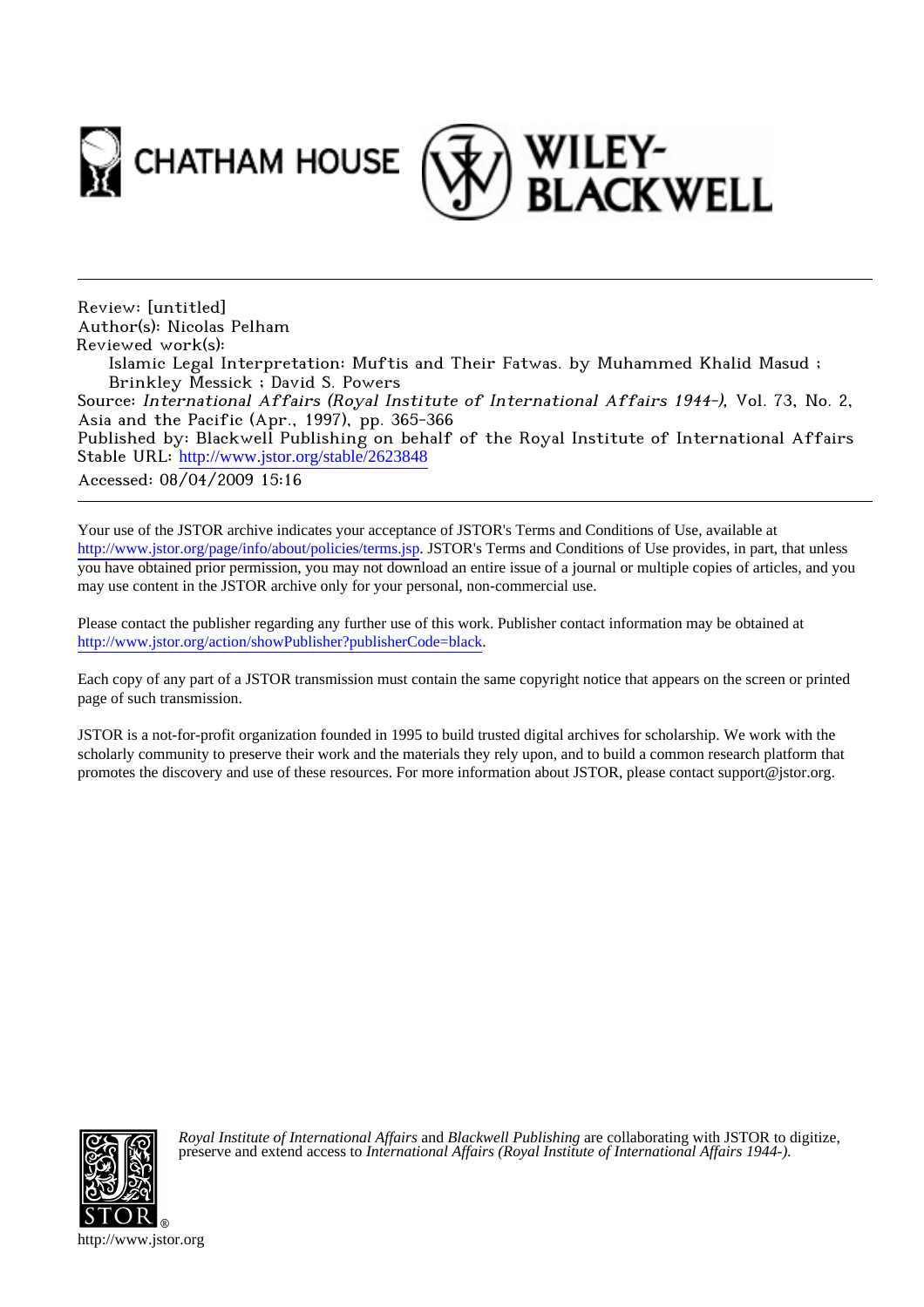CHATHAM HOUSE WILEY-BLACKWELL

---

Review: [untitled]
Author(s): Nicolas Pelham
Reviewed work(s):
Islamic Legal Interpretation: Muftis and Their Fatwas. by Muhammed Khalid Masud ; Brinkley Messick ; David S. Powers
Source: *International Affairs (Royal Institute of International Affairs 1944-)*, Vol. 73, No. 2, Asia and the Pacific (Apr., 1997), pp. 365-366
Published by: Blackwell Publishing on behalf of the Royal Institute of International Affairs
Stable URL: http://www.jstor.org/stable/2623848
Accessed: 08/04/2009 15:16

---

Your use of the JSTOR archive indicates your acceptance of JSTOR's Terms and Conditions of Use, available at http://www.jstor.org/page/info/about/policies/terms.jsp. JSTOR's Terms and Conditions of Use provides, in part, that unless you have obtained prior permission, you may not download an entire issue of a journal or multiple copies of articles, and you may use content in the JSTOR archive only for your personal, non-commercial use.

Please contact the publisher regarding any further use of this work. Publisher contact information may be obtained at http://www.jstor.org/action/showPublisher?publisherCode=black.

Each copy of any part of a JSTOR transmission must contain the same copyright notice that appears on the screen or printed page of such transmission.

JSTOR is a not-for-profit organization founded in 1995 to build trusted digital archives for scholarship. We work with the scholarly community to preserve their work and the materials they rely upon, and to build a common research platform that promotes the discovery and use of these resources. For more information about JSTOR, please contact support@jstor.org.

*Royal Institute of International Affairs* and *Blackwell Publishing* are collaborating with JSTOR to digitize, preserve and extend access to *International Affairs (Royal Institute of International Affairs 1944-).*

http://www.jstor.org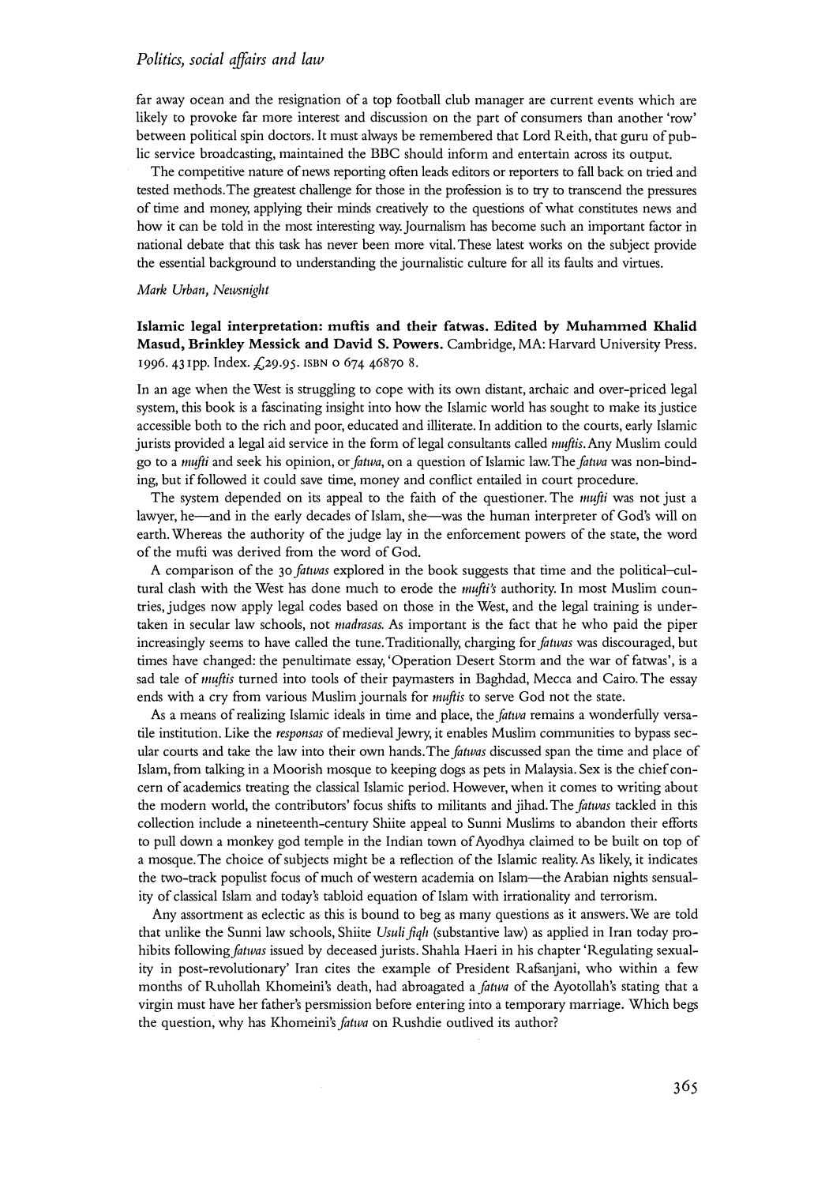far away ocean and the resignation of a top football club manager are current events which are likely to provoke far more interest and discussion on the part of consumers than another 'row' between political spin doctors. It must always be remembered that Lord Reith, that guru of public service broadcasting, maintained the BBC should inform and entertain across its output.

The competitive nature of news reporting often leads editors or reporters to fall back on tried and tested methods. The greatest challenge for those in the profession is to try to transcend the pressures of time and money, applying their minds creatively to the questions of what constitutes news and how it can be told in the most interesting way. Journalism has become such an important factor in national debate that this task has never been more vital. These latest works on the subject provide the essential background to understanding the journalistic culture for all its faults and virtues.

*Mark Urban, Newsnight*

**Islamic legal interpretation: muftis and their fatwas. Edited by Muhammed Khalid Masud, Brinkley Messick and David S. Powers.** Cambridge, MA: Harvard University Press. 1996. 431pp. Index. £29.95. ISBN 0 674 46870 8.

In an age when the West is struggling to cope with its own distant, archaic and over-priced legal system, this book is a fascinating insight into how the Islamic world has sought to make its justice accessible both to the rich and poor, educated and illiterate. In addition to the courts, early Islamic jurists provided a legal aid service in the form of legal consultants called *muftis*. Any Muslim could go to a *mufti* and seek his opinion, or *fatwa*, on a question of Islamic law. The *fatwa* was non-binding, but if followed it could save time, money and conflict entailed in court procedure.

The system depended on its appeal to the faith of the questioner. The *mufti* was not just a lawyer, he—and in the early decades of Islam, she—was the human interpreter of God's will on earth. Whereas the authority of the judge lay in the enforcement powers of the state, the word of the mufti was derived from the word of God.

A comparison of the 30 *fatwas* explored in the book suggests that time and the political–cultural clash with the West has done much to erode the *mufti's* authority. In most Muslim countries, judges now apply legal codes based on those in the West, and the legal training is undertaken in secular law schools, not *madrasas*. As important is the fact that he who paid the piper increasingly seems to have called the tune. Traditionally, charging for *fatwas* was discouraged, but times have changed: the penultimate essay, 'Operation Desert Storm and the war of fatwas', is a sad tale of *muftis* turned into tools of their paymasters in Baghdad, Mecca and Cairo. The essay ends with a cry from various Muslim journals for *muftis* to serve God not the state.

As a means of realizing Islamic ideals in time and place, the *fatwa* remains a wonderfully versatile institution. Like the *responsas* of medieval Jewry, it enables Muslim communities to bypass secular courts and take the law into their own hands. The *fatwas* discussed span the time and place of Islam, from talking in a Moorish mosque to keeping dogs as pets in Malaysia. Sex is the chief concern of academics treating the classical Islamic period. However, when it comes to writing about the modern world, the contributors' focus shifts to militants and jihad. The *fatwas* tackled in this collection include a nineteenth-century Shiite appeal to Sunni Muslims to abandon their efforts to pull down a monkey god temple in the Indian town of Ayodhya claimed to be built on top of a mosque. The choice of subjects might be a reflection of the Islamic reality. As likely, it indicates the two-track populist focus of much of western academia on Islam—the Arabian nights sensuality of classical Islam and today's tabloid equation of Islam with irrationality and terrorism.

Any assortment as eclectic as this is bound to beg as many questions as it answers. We are told that unlike the Sunni law schools, Shiite *Usuli fiqh* (substantive law) as applied in Iran today prohibits following *fatwas* issued by deceased jurists. Shahla Haeri in his chapter 'Regulating sexuality in post-revolutionary' Iran cites the example of President Rafsanjani, who within a few months of Ruhollah Khomeini's death, had abroagated a *fatwa* of the Ayotollah's stating that a virgin must have her father's persmission before entering into a temporary marriage. Which begs the question, why has Khomeini's *fatwa* on Rushdie outlived its author?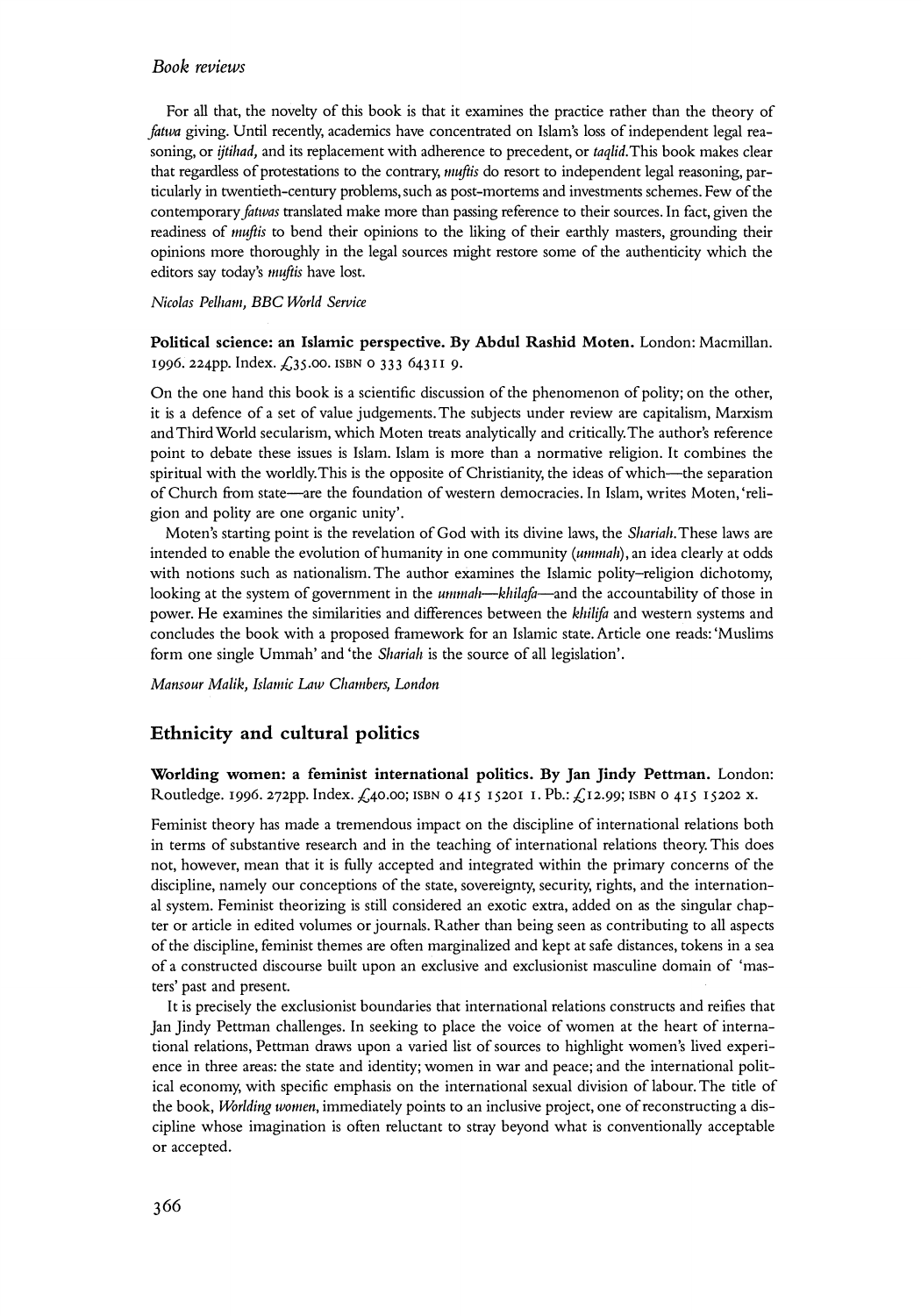For all that, the novelty of this book is that it examines the practice rather than the theory of *fatwa* giving. Until recently, academics have concentrated on Islam's loss of independent legal reasoning, or *ijtihad*, and its replacement with adherence to precedent, or *taqlid*. This book makes clear that regardless of protestations to the contrary, *muftis* do resort to independent legal reasoning, particularly in twentieth-century problems, such as post-mortems and investments schemes. Few of the contemporary *fatwas* translated make more than passing reference to their sources. In fact, given the readiness of *muftis* to bend their opinions to the liking of their earthly masters, grounding their opinions more thoroughly in the legal sources might restore some of the authenticity which the editors say today's *muftis* have lost.

*Nicolas Pelham, BBC World Service*

**Political science: an Islamic perspective. By Abdul Rashid Moten.** London: Macmillan. 1996. 224pp. Index. £35.00. ISBN 0 333 64311 9.

On the one hand this book is a scientific discussion of the phenomenon of polity; on the other, it is a defence of a set of value judgements. The subjects under review are capitalism, Marxism and Third World secularism, which Moten treats analytically and critically. The author's reference point to debate these issues is Islam. Islam is more than a normative religion. It combines the spiritual with the worldly. This is the opposite of Christianity, the ideas of which—the separation of Church from state—are the foundation of western democracies. In Islam, writes Moten, 'religion and polity are one organic unity'.

Moten's starting point is the revelation of God with its divine laws, the *Shariah*. These laws are intended to enable the evolution of humanity in one community (*ummah*), an idea clearly at odds with notions such as nationalism. The author examines the Islamic polity–religion dichotomy, looking at the system of government in the *ummah*—*khilafa*—and the accountability of those in power. He examines the similarities and differences between the *khilifa* and western systems and concludes the book with a proposed framework for an Islamic state. Article one reads: 'Muslims form one single Ummah' and 'the *Shariah* is the source of all legislation'.

*Mansour Malik, Islamic Law Chambers, London*

## Ethnicity and cultural politics

**Worlding women: a feminist international politics. By Jan Jindy Pettman.** London: Routledge. 1996. 272pp. Index. £40.00; ISBN 0 415 15201 1. Pb.: £12.99; ISBN 0 415 15202 X.

Feminist theory has made a tremendous impact on the discipline of international relations both in terms of substantive research and in the teaching of international relations theory. This does not, however, mean that it is fully accepted and integrated within the primary concerns of the discipline, namely our conceptions of the state, sovereignty, security, rights, and the international system. Feminist theorizing is still considered an exotic extra, added on as the singular chapter or article in edited volumes or journals. Rather than being seen as contributing to all aspects of the discipline, feminist themes are often marginalized and kept at safe distances, tokens in a sea of a constructed discourse built upon an exclusive and exclusionist masculine domain of 'masters' past and present.

It is precisely the exclusionist boundaries that international relations constructs and reifies that Jan Jindy Pettman challenges. In seeking to place the voice of women at the heart of international relations, Pettman draws upon a varied list of sources to highlight women's lived experience in three areas: the state and identity; women in war and peace; and the international political economy, with specific emphasis on the international sexual division of labour. The title of the book, *Worlding women*, immediately points to an inclusive project, one of reconstructing a discipline whose imagination is often reluctant to stray beyond what is conventionally acceptable or accepted.